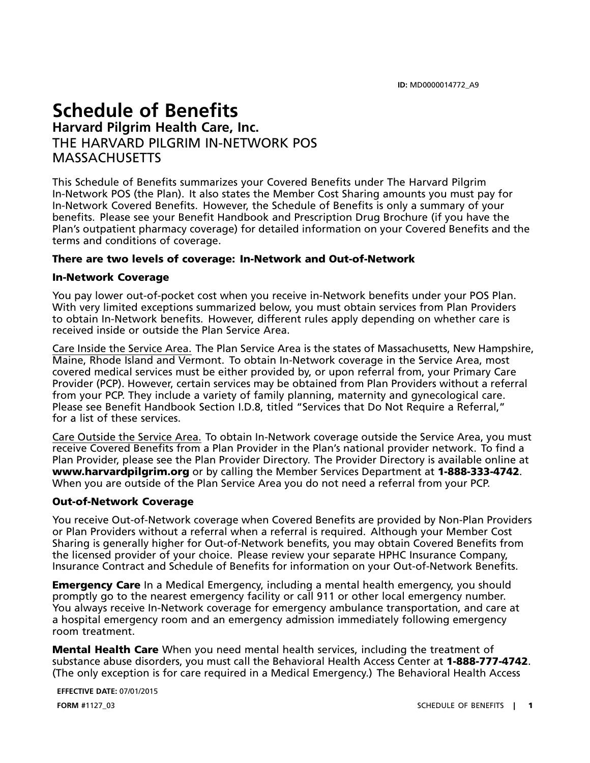**ID:** MD0000014772_A9

# Schedule of Benefits

## Harvard Pilgrim Health Care, Inc.

THE HARVARD PILGRIM IN-NETWORK POS
MASSACHUSETTS

This Schedule of Benefits summarizes your Covered Benefits under The Harvard Pilgrim In-Network POS (the Plan). It also states the Member Cost Sharing amounts you must pay for In-Network Covered Benefits. However, the Schedule of Benefits is only a summary of your benefits. Please see your Benefit Handbook and Prescription Drug Brochure (if you have the Plan's outpatient pharmacy coverage) for detailed information on your Covered Benefits and the terms and conditions of coverage.

**There are two levels of coverage: In-Network and Out-of-Network**

**In-Network Coverage**

You pay lower out-of-pocket cost when you receive in-Network benefits under your POS Plan. With very limited exceptions summarized below, you must obtain services from Plan Providers to obtain In-Network benefits. However, different rules apply depending on whether care is received inside or outside the Plan Service Area.

Care Inside the Service Area. The Plan Service Area is the states of Massachusetts, New Hampshire, Maine, Rhode Island and Vermont. To obtain In-Network coverage in the Service Area, most covered medical services must be either provided by, or upon referral from, your Primary Care Provider (PCP). However, certain services may be obtained from Plan Providers without a referral from your PCP. They include a variety of family planning, maternity and gynecological care. Please see Benefit Handbook Section I.D.8, titled "Services that Do Not Require a Referral," for a list of these services.

Care Outside the Service Area. To obtain In-Network coverage outside the Service Area, you must receive Covered Benefits from a Plan Provider in the Plan's national provider network. To find a Plan Provider, please see the Plan Provider Directory. The Provider Directory is available online at **www.harvardpilgrim.org** or by calling the Member Services Department at **1-888-333-4742**. When you are outside of the Plan Service Area you do not need a referral from your PCP.

**Out-of-Network Coverage**

You receive Out-of-Network coverage when Covered Benefits are provided by Non-Plan Providers or Plan Providers without a referral when a referral is required. Although your Member Cost Sharing is generally higher for Out-of-Network benefits, you may obtain Covered Benefits from the licensed provider of your choice. Please review your separate HPHC Insurance Company, Insurance Contract and Schedule of Benefits for information on your Out-of-Network Benefits.

**Emergency Care** In a Medical Emergency, including a mental health emergency, you should promptly go to the nearest emergency facility or call 911 or other local emergency number. You always receive In-Network coverage for emergency ambulance transportation, and care at a hospital emergency room and an emergency admission immediately following emergency room treatment.

**Mental Health Care** When you need mental health services, including the treatment of substance abuse disorders, you must call the Behavioral Health Access Center at **1-888-777-4742**. (The only exception is for care required in a Medical Emergency.) The Behavioral Health Access

**EFFECTIVE DATE:** 07/01/2015

**FORM** #1127_03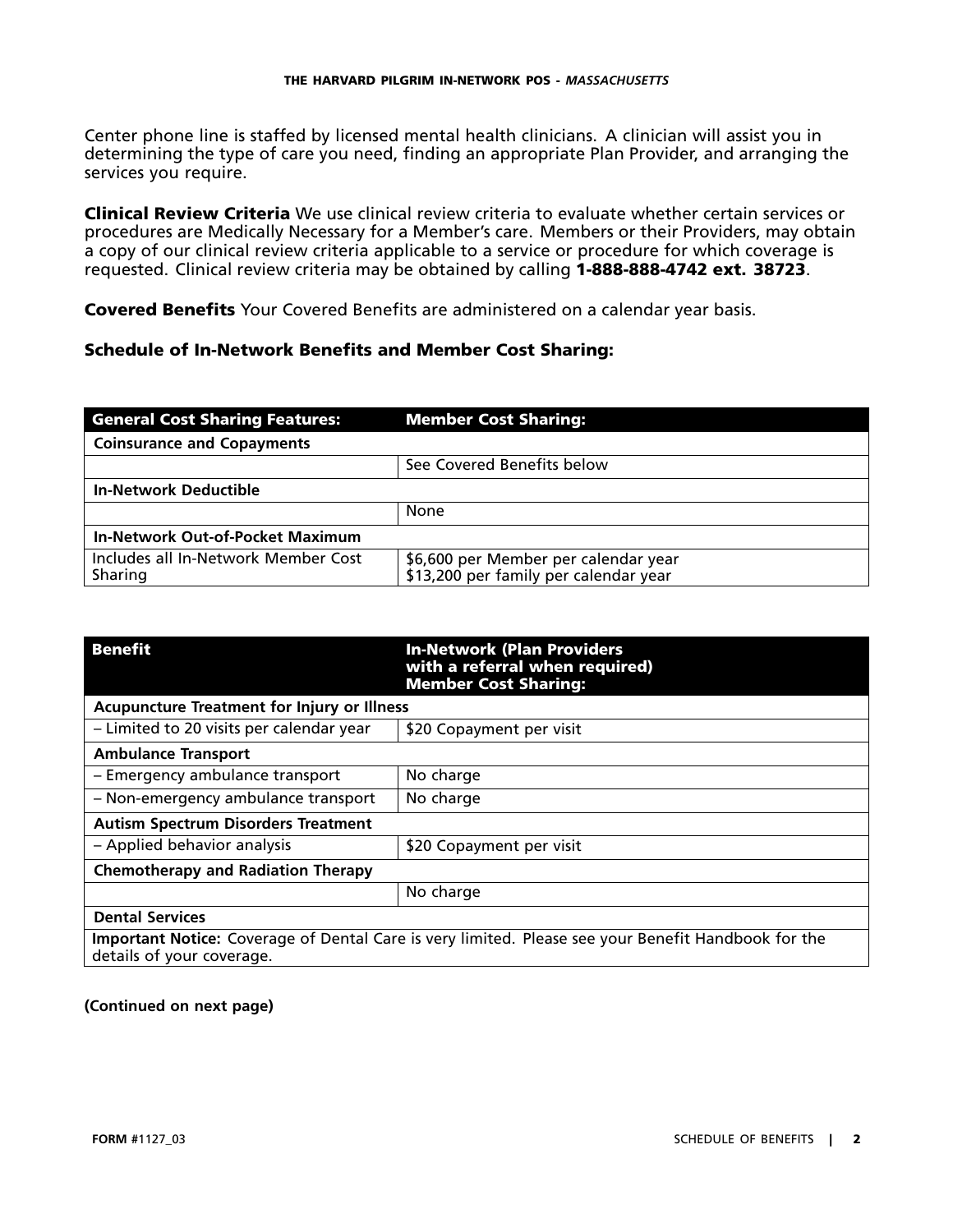Center phone line is staffed by licensed mental health clinicians. A clinician will assist you in determining the type of care you need, finding an appropriate Plan Provider, and arranging the services you require.

**Clinical Review Criteria** We use clinical review criteria to evaluate whether certain services or procedures are Medically Necessary for a Member's care. Members or their Providers, may obtain a copy of our clinical review criteria applicable to a service or procedure for which coverage is requested. Clinical review criteria may be obtained by calling **1-888-888-4742 ext. 38723**.

**Covered Benefits** Your Covered Benefits are administered on a calendar year basis.

### Schedule of In-Network Benefits and Member Cost Sharing:

| General Cost Sharing Features: | Member Cost Sharing: |
|---|---|
| **Coinsurance and Copayments** | |
| | See Covered Benefits below |
| **In-Network Deductible** | |
| | None |
| **In-Network Out-of-Pocket Maximum** | |
| Includes all In-Network Member Cost Sharing | \$6,600 per Member per calendar year<br>\$13,200 per family per calendar year |

| Benefit | In-Network (Plan Providers with a referral when required) Member Cost Sharing: |
|---|---|
| **Acupuncture Treatment for Injury or Illness** | |
| – Limited to 20 visits per calendar year | \$20 Copayment per visit |
| **Ambulance Transport** | |
| – Emergency ambulance transport | No charge |
| – Non-emergency ambulance transport | No charge |
| **Autism Spectrum Disorders Treatment** | |
| – Applied behavior analysis | \$20 Copayment per visit |
| **Chemotherapy and Radiation Therapy** | |
| | No charge |
| **Dental Services** | |
| **Important Notice:** Coverage of Dental Care is very limited. Please see your Benefit Handbook for the details of your coverage. | |

**(Continued on next page)**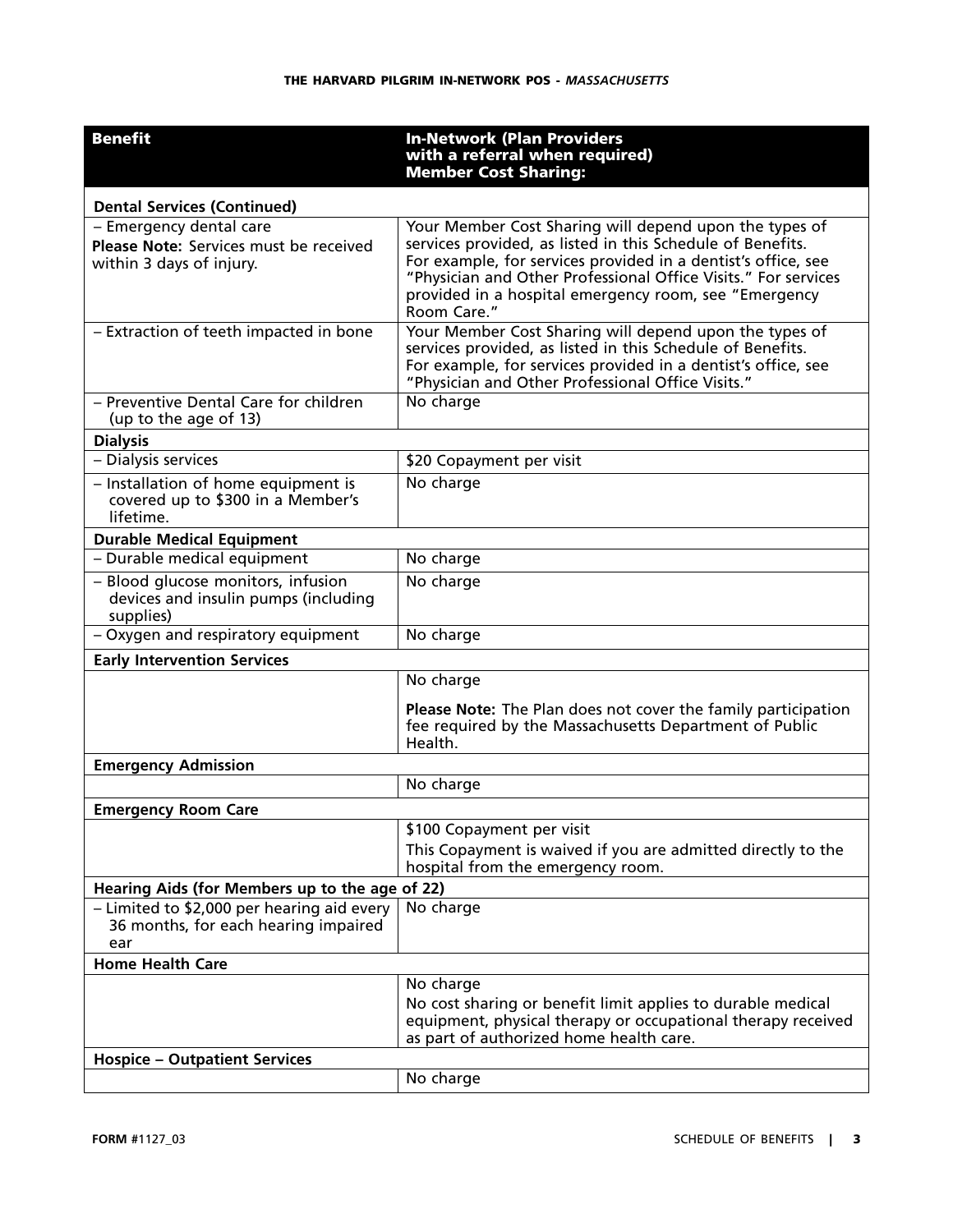| Benefit | In-Network (Plan Providers with a referral when required) Member Cost Sharing: |
|---|---|
| **Dental Services (Continued)** | |
| – Emergency dental care<br>**Please Note:** Services must be received within 3 days of injury. | Your Member Cost Sharing will depend upon the types of services provided, as listed in this Schedule of Benefits. For example, for services provided in a dentist's office, see "Physician and Other Professional Office Visits." For services provided in a hospital emergency room, see "Emergency Room Care." |
| – Extraction of teeth impacted in bone | Your Member Cost Sharing will depend upon the types of services provided, as listed in this Schedule of Benefits. For example, for services provided in a dentist's office, see "Physician and Other Professional Office Visits." |
| – Preventive Dental Care for children (up to the age of 13) | No charge |
| **Dialysis** | |
| – Dialysis services | $20 Copayment per visit |
| – Installation of home equipment is covered up to $300 in a Member's lifetime. | No charge |
| **Durable Medical Equipment** | |
| – Durable medical equipment | No charge |
| – Blood glucose monitors, infusion devices and insulin pumps (including supplies) | No charge |
| – Oxygen and respiratory equipment | No charge |
| **Early Intervention Services** | |
| | No charge<br><br>**Please Note:** The Plan does not cover the family participation fee required by the Massachusetts Department of Public Health. |
| **Emergency Admission** | |
| | No charge |
| **Emergency Room Care** | |
| | $100 Copayment per visit<br>This Copayment is waived if you are admitted directly to the hospital from the emergency room. |
| **Hearing Aids (for Members up to the age of 22)** | |
| – Limited to $2,000 per hearing aid every 36 months, for each hearing impaired ear | No charge |
| **Home Health Care** | |
| | No charge<br>No cost sharing or benefit limit applies to durable medical equipment, physical therapy or occupational therapy received as part of authorized home health care. |
| **Hospice – Outpatient Services** | |
| | No charge |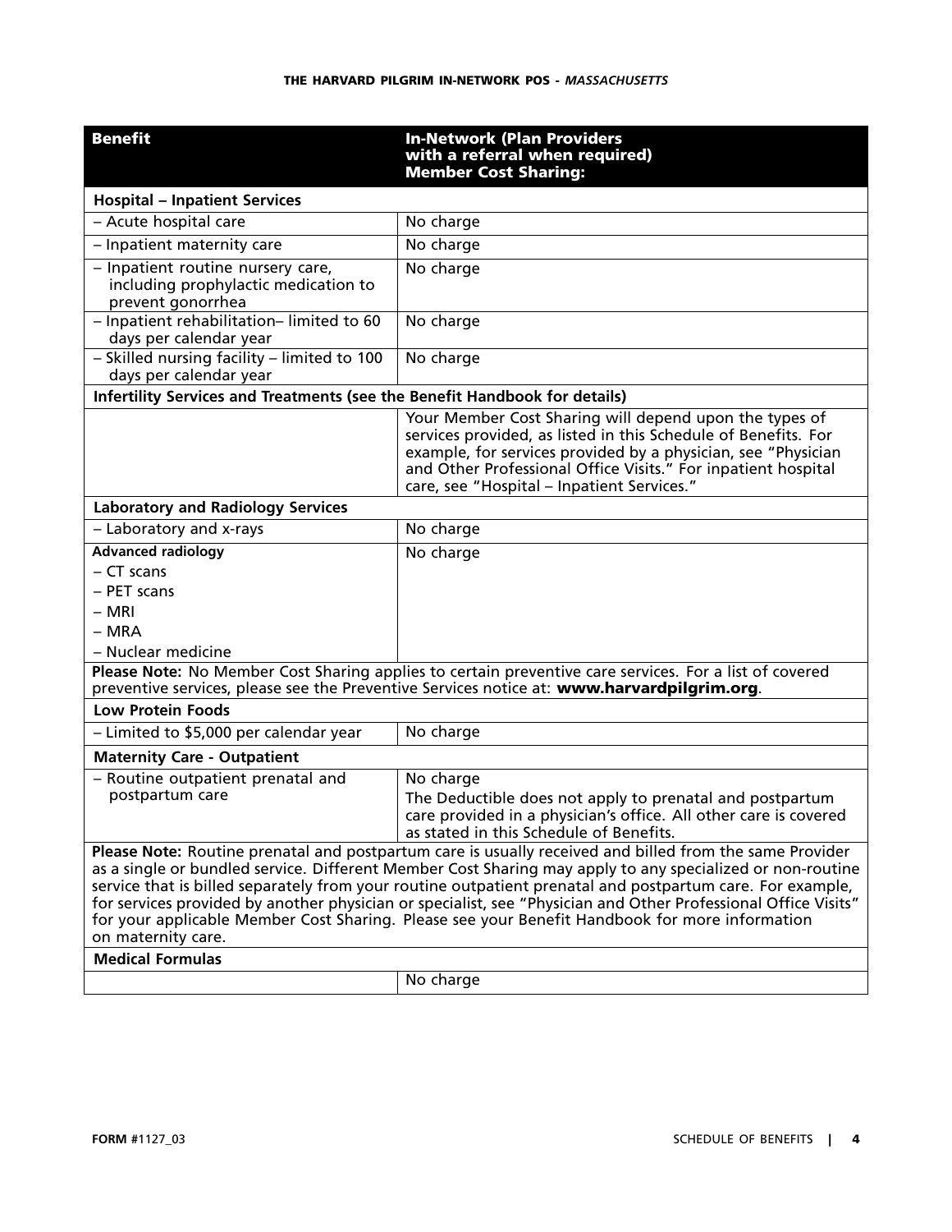| Benefit | In-Network (Plan Providers with a referral when required) Member Cost Sharing: |
|---|---|
| **Hospital – Inpatient Services** | |
| – Acute hospital care | No charge |
| – Inpatient maternity care | No charge |
| – Inpatient routine nursery care, including prophylactic medication to prevent gonorrhea | No charge |
| – Inpatient rehabilitation– limited to 60 days per calendar year | No charge |
| – Skilled nursing facility – limited to 100 days per calendar year | No charge |
| **Infertility Services and Treatments (see the Benefit Handbook for details)** | |
| | Your Member Cost Sharing will depend upon the types of services provided, as listed in this Schedule of Benefits. For example, for services provided by a physician, see "Physician and Other Professional Office Visits." For inpatient hospital care, see "Hospital – Inpatient Services." |
| **Laboratory and Radiology Services** | |
| – Laboratory and x-rays | No charge |
| **Advanced radiology**<br>– CT scans<br>– PET scans<br>– MRI<br>– MRA<br>– Nuclear medicine | No charge |
| **Please Note:** No Member Cost Sharing applies to certain preventive care services. For a list of covered preventive services, please see the Preventive Services notice at: **www.harvardpilgrim.org**. | |
| **Low Protein Foods** | |
| – Limited to $5,000 per calendar year | No charge |
| **Maternity Care - Outpatient** | |
| – Routine outpatient prenatal and postpartum care | No charge<br>The Deductible does not apply to prenatal and postpartum care provided in a physician's office. All other care is covered as stated in this Schedule of Benefits. |
| **Please Note:** Routine prenatal and postpartum care is usually received and billed from the same Provider as a single or bundled service. Different Member Cost Sharing may apply to any specialized or non-routine service that is billed separately from your routine outpatient prenatal and postpartum care. For example, for services provided by another physician or specialist, see "Physician and Other Professional Office Visits" for your applicable Member Cost Sharing. Please see your Benefit Handbook for more information on maternity care. | |
| **Medical Formulas** | |
| | No charge |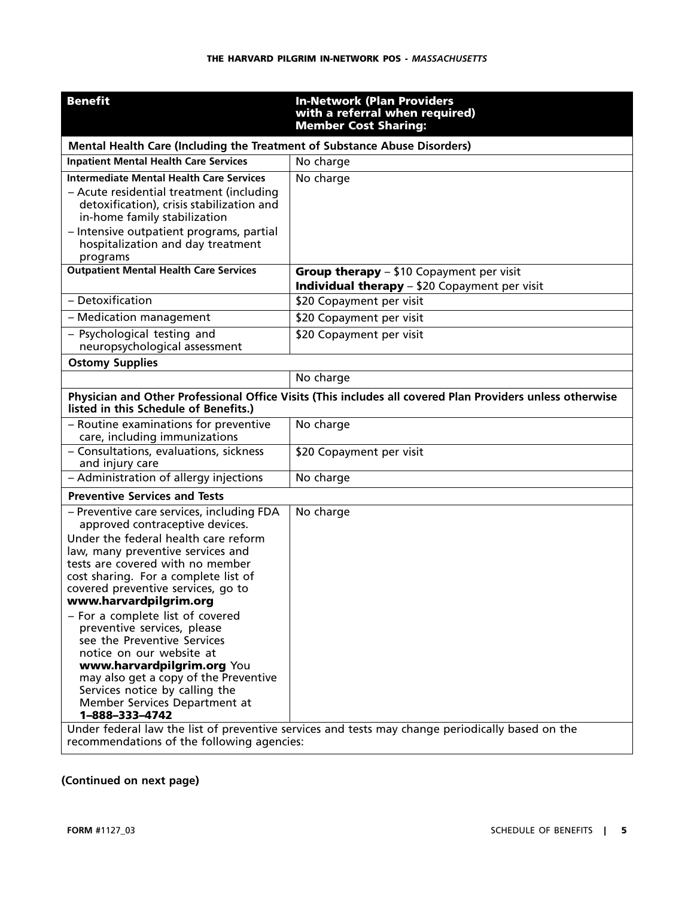| Benefit | In-Network (Plan Providers with a referral when required) Member Cost Sharing: |
|---|---|
| **Mental Health Care (Including the Treatment of Substance Abuse Disorders)** | |
| **Inpatient Mental Health Care Services** | No charge |
| **Intermediate Mental Health Care Services**<br>– Acute residential treatment (including detoxification), crisis stabilization and in-home family stabilization<br>– Intensive outpatient programs, partial hospitalization and day treatment programs | No charge |
| **Outpatient Mental Health Care Services** | **Group therapy** – $10 Copayment per visit<br>**Individual therapy** – $20 Copayment per visit |
| – Detoxification | $20 Copayment per visit |
| – Medication management | $20 Copayment per visit |
| – Psychological testing and neuropsychological assessment | $20 Copayment per visit |
| **Ostomy Supplies** | |
| | No charge |
| **Physician and Other Professional Office Visits (This includes all covered Plan Providers unless otherwise listed in this Schedule of Benefits.)** | |
| – Routine examinations for preventive care, including immunizations | No charge |
| – Consultations, evaluations, sickness and injury care | $20 Copayment per visit |
| – Administration of allergy injections | No charge |
| **Preventive Services and Tests** | |
| – Preventive care services, including FDA approved contraceptive devices.<br>Under the federal health care reform law, many preventive services and tests are covered with no member cost sharing. For a complete list of covered preventive services, go to **www.harvardpilgrim.org**<br>– For a complete list of covered preventive services, please see the Preventive Services notice on our website at **www.harvardpilgrim.org** You may also get a copy of the Preventive Services notice by calling the Member Services Department at **1–888–333–4742** | No charge |
| Under federal law the list of preventive services and tests may change periodically based on the recommendations of the following agencies: | |

**(Continued on next page)**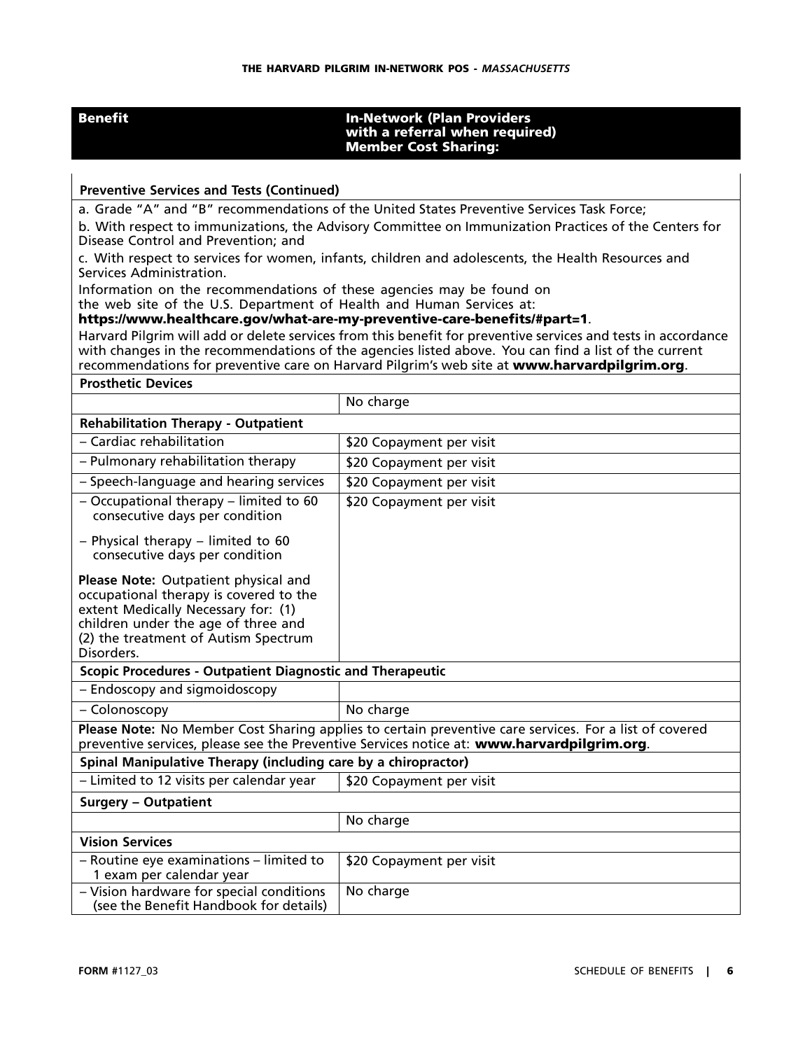| Benefit | In-Network (Plan Providers with a referral when required) Member Cost Sharing: |
|---|---|
| **Preventive Services and Tests (Continued)** | |
| a. Grade "A" and "B" recommendations of the United States Preventive Services Task Force;<br>b. With respect to immunizations, the Advisory Committee on Immunization Practices of the Centers for Disease Control and Prevention; and<br>c. With respect to services for women, infants, children and adolescents, the Health Resources and Services Administration.<br>Information on the recommendations of these agencies may be found on the web site of the U.S. Department of Health and Human Services at: **https://www.healthcare.gov/what-are-my-preventive-care-benefits/#part=1**.<br>Harvard Pilgrim will add or delete services from this benefit for preventive services and tests in accordance with changes in the recommendations of the agencies listed above. You can find a list of the current recommendations for preventive care on Harvard Pilgrim's web site at **www.harvardpilgrim.org**. | |
| **Prosthetic Devices** | |
| | No charge |
| **Rehabilitation Therapy - Outpatient** | |
| – Cardiac rehabilitation | $20 Copayment per visit |
| – Pulmonary rehabilitation therapy | $20 Copayment per visit |
| – Speech-language and hearing services | $20 Copayment per visit |
| – Occupational therapy – limited to 60 consecutive days per condition<br>– Physical therapy – limited to 60 consecutive days per condition<br>**Please Note:** Outpatient physical and occupational therapy is covered to the extent Medically Necessary for: (1) children under the age of three and (2) the treatment of Autism Spectrum Disorders. | $20 Copayment per visit |
| **Scopic Procedures - Outpatient Diagnostic and Therapeutic** | |
| – Endoscopy and sigmoidoscopy | |
| – Colonoscopy | No charge |
| **Please Note:** No Member Cost Sharing applies to certain preventive care services. For a list of covered preventive services, please see the Preventive Services notice at: **www.harvardpilgrim.org**. | |
| **Spinal Manipulative Therapy (including care by a chiropractor)** | |
| – Limited to 12 visits per calendar year | $20 Copayment per visit |
| **Surgery – Outpatient** | |
| | No charge |
| **Vision Services** | |
| – Routine eye examinations – limited to 1 exam per calendar year | $20 Copayment per visit |
| – Vision hardware for special conditions (see the Benefit Handbook for details) | No charge |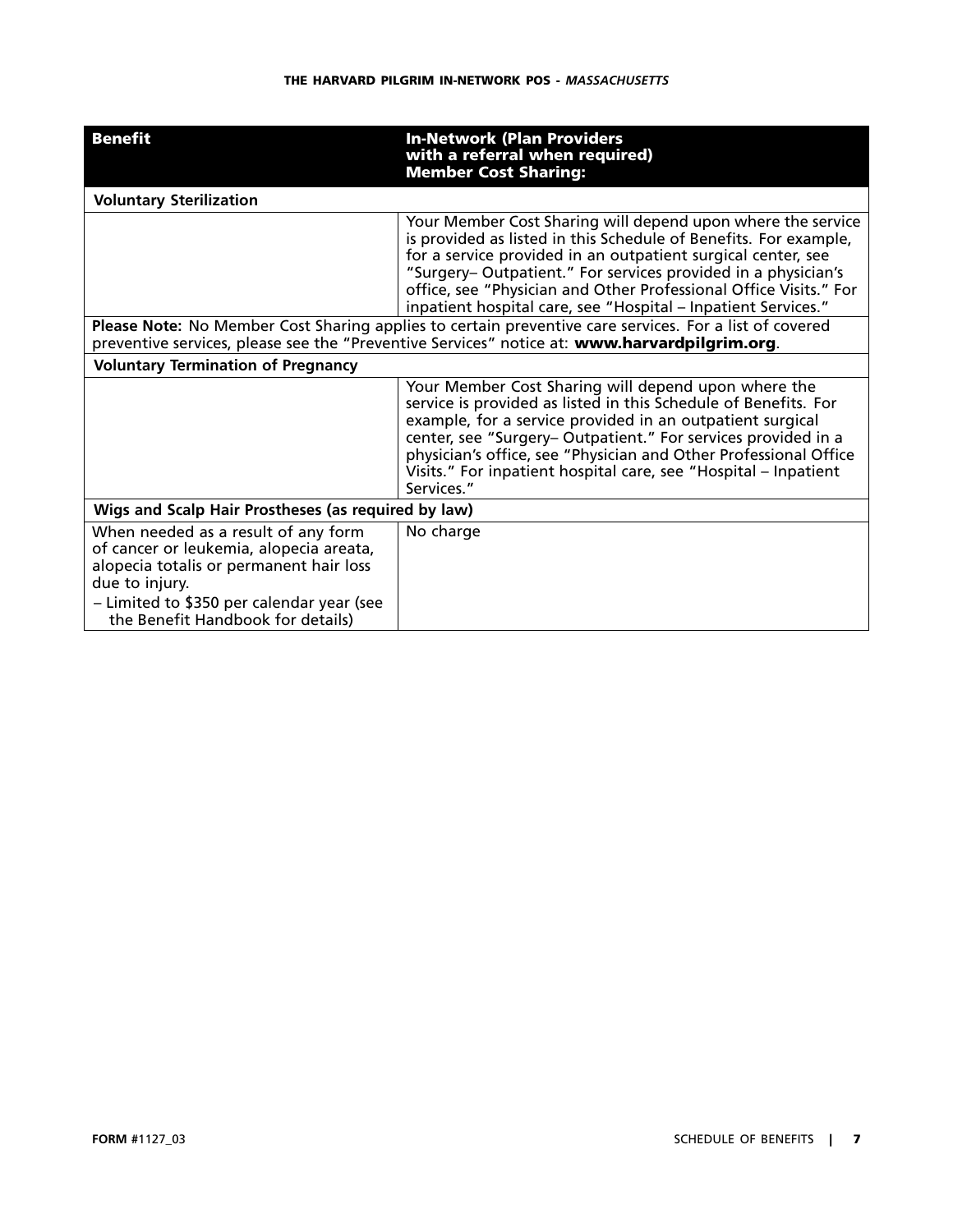| Benefit | In-Network (Plan Providers with a referral when required) Member Cost Sharing: |
|---|---|
| **Voluntary Sterilization** | |
| | Your Member Cost Sharing will depend upon where the service is provided as listed in this Schedule of Benefits. For example, for a service provided in an outpatient surgical center, see "Surgery– Outpatient." For services provided in a physician's office, see "Physician and Other Professional Office Visits." For inpatient hospital care, see "Hospital – Inpatient Services." |
| **Please Note:** No Member Cost Sharing applies to certain preventive care services. For a list of covered preventive services, please see the "Preventive Services" notice at: **www.harvardpilgrim.org**. | |
| **Voluntary Termination of Pregnancy** | |
| | Your Member Cost Sharing will depend upon where the service is provided as listed in this Schedule of Benefits. For example, for a service provided in an outpatient surgical center, see "Surgery– Outpatient." For services provided in a physician's office, see "Physician and Other Professional Office Visits." For inpatient hospital care, see "Hospital – Inpatient Services." |
| **Wigs and Scalp Hair Prostheses (as required by law)** | |
| When needed as a result of any form of cancer or leukemia, alopecia areata, alopecia totalis or permanent hair loss due to injury.<br>– Limited to $350 per calendar year (see the Benefit Handbook for details) | No charge |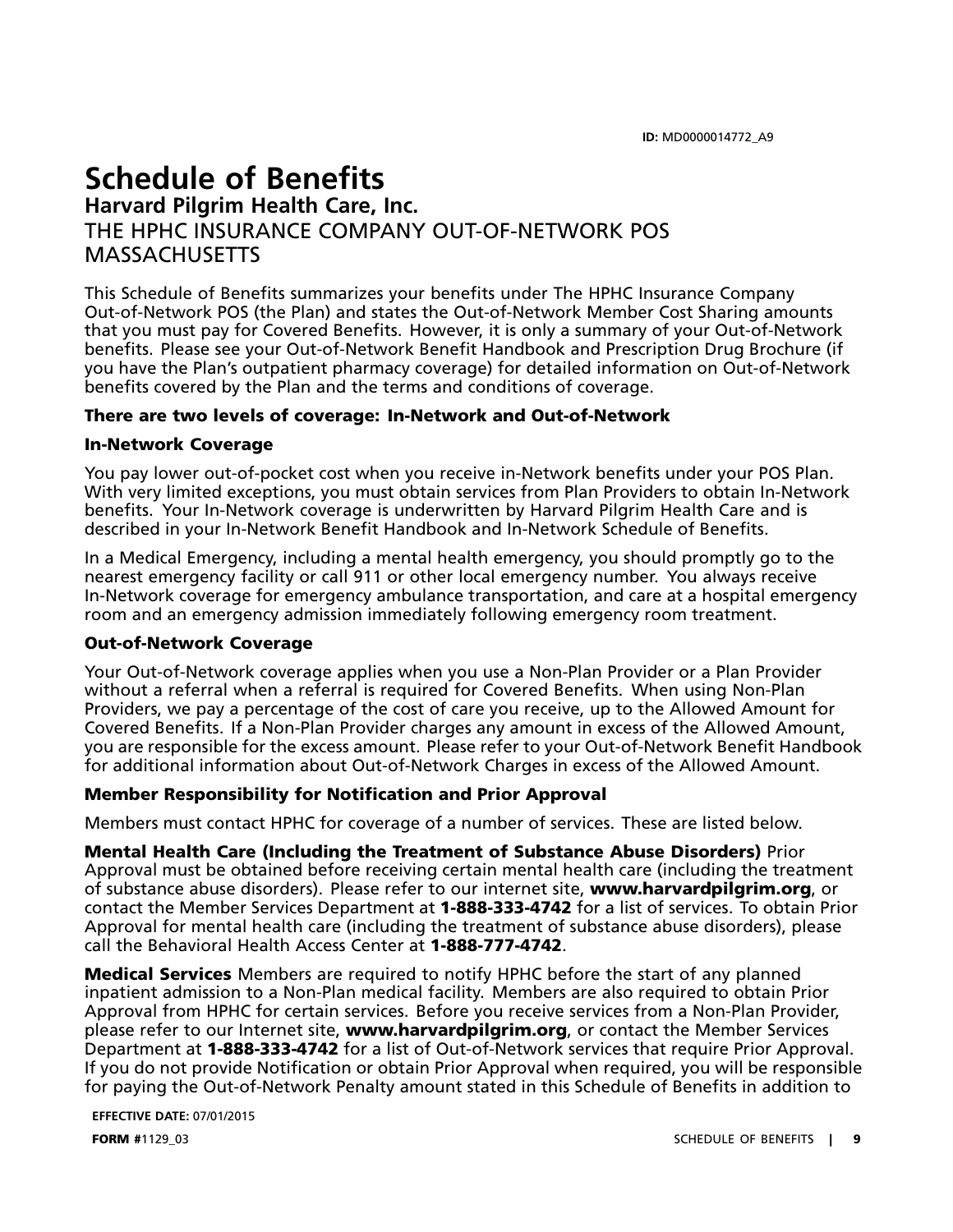**ID:** MD0000014772_A9

# Schedule of Benefits

## Harvard Pilgrim Health Care, Inc.

THE HPHC INSURANCE COMPANY OUT-OF-NETWORK POS MASSACHUSETTS

This Schedule of Benefits summarizes your benefits under The HPHC Insurance Company Out-of-Network POS (the Plan) and states the Out-of-Network Member Cost Sharing amounts that you must pay for Covered Benefits. However, it is only a summary of your Out-of-Network benefits. Please see your Out-of-Network Benefit Handbook and Prescription Drug Brochure (if you have the Plan's outpatient pharmacy coverage) for detailed information on Out-of-Network benefits covered by the Plan and the terms and conditions of coverage.

**There are two levels of coverage: In-Network and Out-of-Network**

**In-Network Coverage**

You pay lower out-of-pocket cost when you receive in-Network benefits under your POS Plan. With very limited exceptions, you must obtain services from Plan Providers to obtain In-Network benefits. Your In-Network coverage is underwritten by Harvard Pilgrim Health Care and is described in your In-Network Benefit Handbook and In-Network Schedule of Benefits.

In a Medical Emergency, including a mental health emergency, you should promptly go to the nearest emergency facility or call 911 or other local emergency number. You always receive In-Network coverage for emergency ambulance transportation, and care at a hospital emergency room and an emergency admission immediately following emergency room treatment.

**Out-of-Network Coverage**

Your Out-of-Network coverage applies when you use a Non-Plan Provider or a Plan Provider without a referral when a referral is required for Covered Benefits. When using Non-Plan Providers, we pay a percentage of the cost of care you receive, up to the Allowed Amount for Covered Benefits. If a Non-Plan Provider charges any amount in excess of the Allowed Amount, you are responsible for the excess amount. Please refer to your Out-of-Network Benefit Handbook for additional information about Out-of-Network Charges in excess of the Allowed Amount.

**Member Responsibility for Notification and Prior Approval**

Members must contact HPHC for coverage of a number of services. These are listed below.

**Mental Health Care (Including the Treatment of Substance Abuse Disorders)** Prior Approval must be obtained before receiving certain mental health care (including the treatment of substance abuse disorders). Please refer to our internet site, **www.harvardpilgrim.org**, or contact the Member Services Department at **1-888-333-4742** for a list of services. To obtain Prior Approval for mental health care (including the treatment of substance abuse disorders), please call the Behavioral Health Access Center at **1-888-777-4742**.

**Medical Services** Members are required to notify HPHC before the start of any planned inpatient admission to a Non-Plan medical facility. Members are also required to obtain Prior Approval from HPHC for certain services. Before you receive services from a Non-Plan Provider, please refer to our Internet site, **www.harvardpilgrim.org**, or contact the Member Services Department at **1-888-333-4742** for a list of Out-of-Network services that require Prior Approval. If you do not provide Notification or obtain Prior Approval when required, you will be responsible for paying the Out-of-Network Penalty amount stated in this Schedule of Benefits in addition to

**EFFECTIVE DATE:** 07/01/2015

**FORM #**1129_03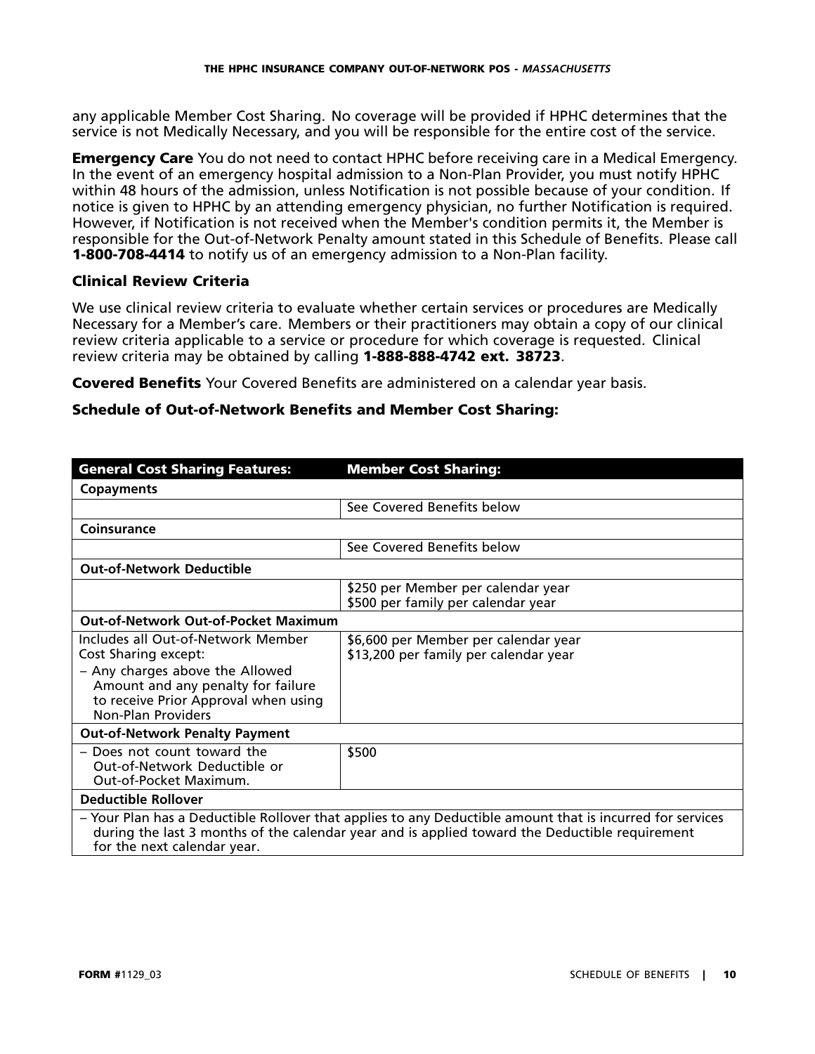any applicable Member Cost Sharing. No coverage will be provided if HPHC determines that the service is not Medically Necessary, and you will be responsible for the entire cost of the service.

**Emergency Care** You do not need to contact HPHC before receiving care in a Medical Emergency. In the event of an emergency hospital admission to a Non-Plan Provider, you must notify HPHC within 48 hours of the admission, unless Notification is not possible because of your condition. If notice is given to HPHC by an attending emergency physician, no further Notification is required. However, if Notification is not received when the Member's condition permits it, the Member is responsible for the Out-of-Network Penalty amount stated in this Schedule of Benefits. Please call **1-800-708-4414** to notify us of an emergency admission to a Non-Plan facility.

### Clinical Review Criteria

We use clinical review criteria to evaluate whether certain services or procedures are Medically Necessary for a Member's care. Members or their practitioners may obtain a copy of our clinical review criteria applicable to a service or procedure for which coverage is requested. Clinical review criteria may be obtained by calling **1-888-888-4742 ext. 38723**.

**Covered Benefits** Your Covered Benefits are administered on a calendar year basis.

### Schedule of Out-of-Network Benefits and Member Cost Sharing:

| General Cost Sharing Features: | Member Cost Sharing: |
|---|---|
| **Copayments** | |
| | See Covered Benefits below |
| **Coinsurance** | |
| | See Covered Benefits below |
| **Out-of-Network Deductible** | |
| | $250 per Member per calendar year<br>$500 per family per calendar year |
| **Out-of-Network Out-of-Pocket Maximum** | |
| Includes all Out-of-Network Member Cost Sharing except:<br>– Any charges above the Allowed Amount and any penalty for failure to receive Prior Approval when using Non-Plan Providers | $6,600 per Member per calendar year<br>$13,200 per family per calendar year |
| **Out-of-Network Penalty Payment** | |
| – Does not count toward the Out-of-Network Deductible or Out-of-Pocket Maximum. | $500 |
| **Deductible Rollover** | |
| – Your Plan has a Deductible Rollover that applies to any Deductible amount that is incurred for services during the last 3 months of the calendar year and is applied toward the Deductible requirement for the next calendar year. | |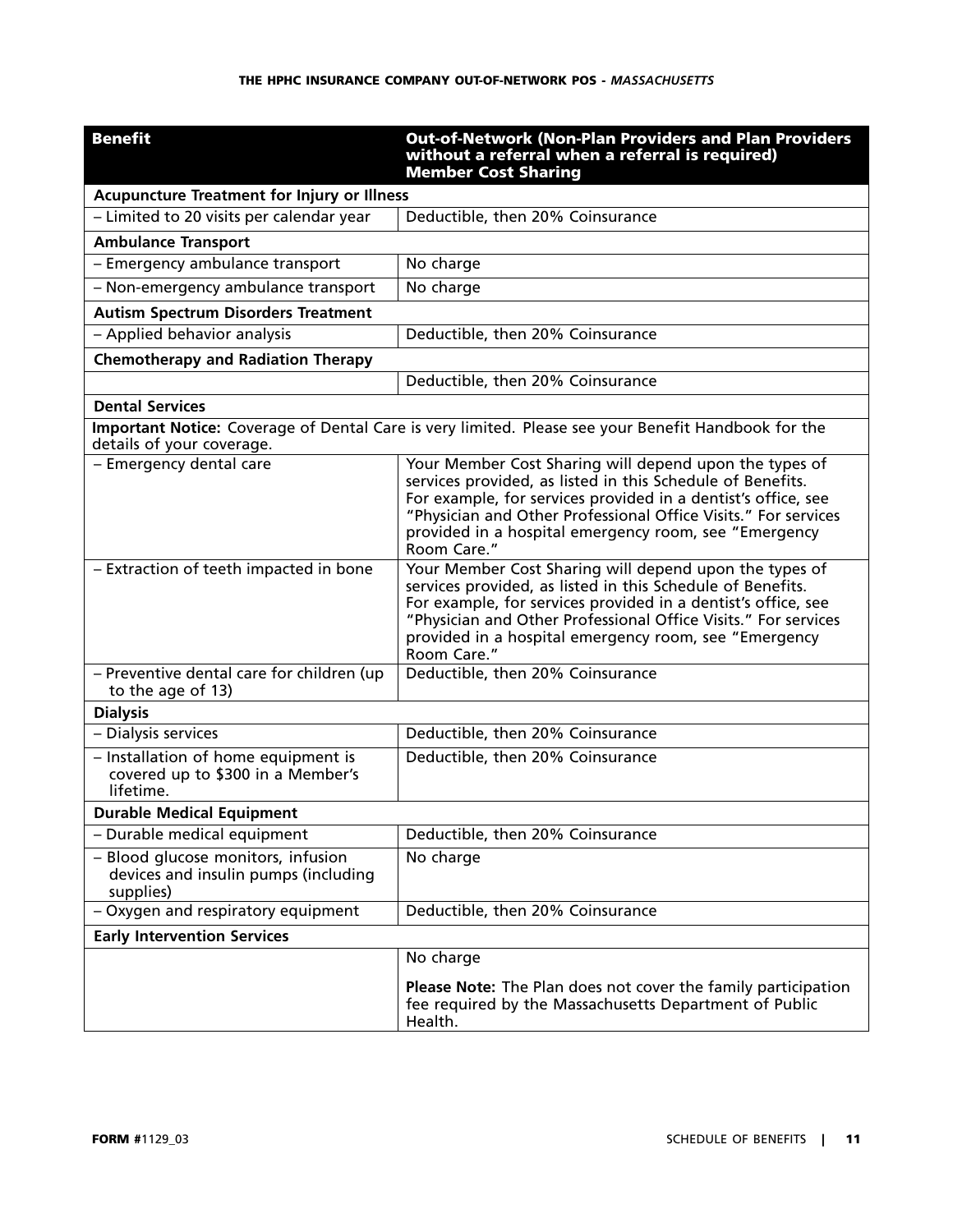| Benefit | Out-of-Network (Non-Plan Providers and Plan Providers without a referral when a referral is required) Member Cost Sharing |
|---|---|
| **Acupuncture Treatment for Injury or Illness** | |
| – Limited to 20 visits per calendar year | Deductible, then 20% Coinsurance |
| **Ambulance Transport** | |
| – Emergency ambulance transport | No charge |
| – Non-emergency ambulance transport | No charge |
| **Autism Spectrum Disorders Treatment** | |
| – Applied behavior analysis | Deductible, then 20% Coinsurance |
| **Chemotherapy and Radiation Therapy** | |
| | Deductible, then 20% Coinsurance |
| **Dental Services** | |
| **Important Notice:** Coverage of Dental Care is very limited. Please see your Benefit Handbook for the details of your coverage. | |
| – Emergency dental care | Your Member Cost Sharing will depend upon the types of services provided, as listed in this Schedule of Benefits. For example, for services provided in a dentist's office, see "Physician and Other Professional Office Visits." For services provided in a hospital emergency room, see "Emergency Room Care." |
| – Extraction of teeth impacted in bone | Your Member Cost Sharing will depend upon the types of services provided, as listed in this Schedule of Benefits. For example, for services provided in a dentist's office, see "Physician and Other Professional Office Visits." For services provided in a hospital emergency room, see "Emergency Room Care." |
| – Preventive dental care for children (up to the age of 13) | Deductible, then 20% Coinsurance |
| **Dialysis** | |
| – Dialysis services | Deductible, then 20% Coinsurance |
| – Installation of home equipment is covered up to $300 in a Member's lifetime. | Deductible, then 20% Coinsurance |
| **Durable Medical Equipment** | |
| – Durable medical equipment | Deductible, then 20% Coinsurance |
| – Blood glucose monitors, infusion devices and insulin pumps (including supplies) | No charge |
| – Oxygen and respiratory equipment | Deductible, then 20% Coinsurance |
| **Early Intervention Services** | |
| | No charge<br><br>**Please Note:** The Plan does not cover the family participation fee required by the Massachusetts Department of Public Health. |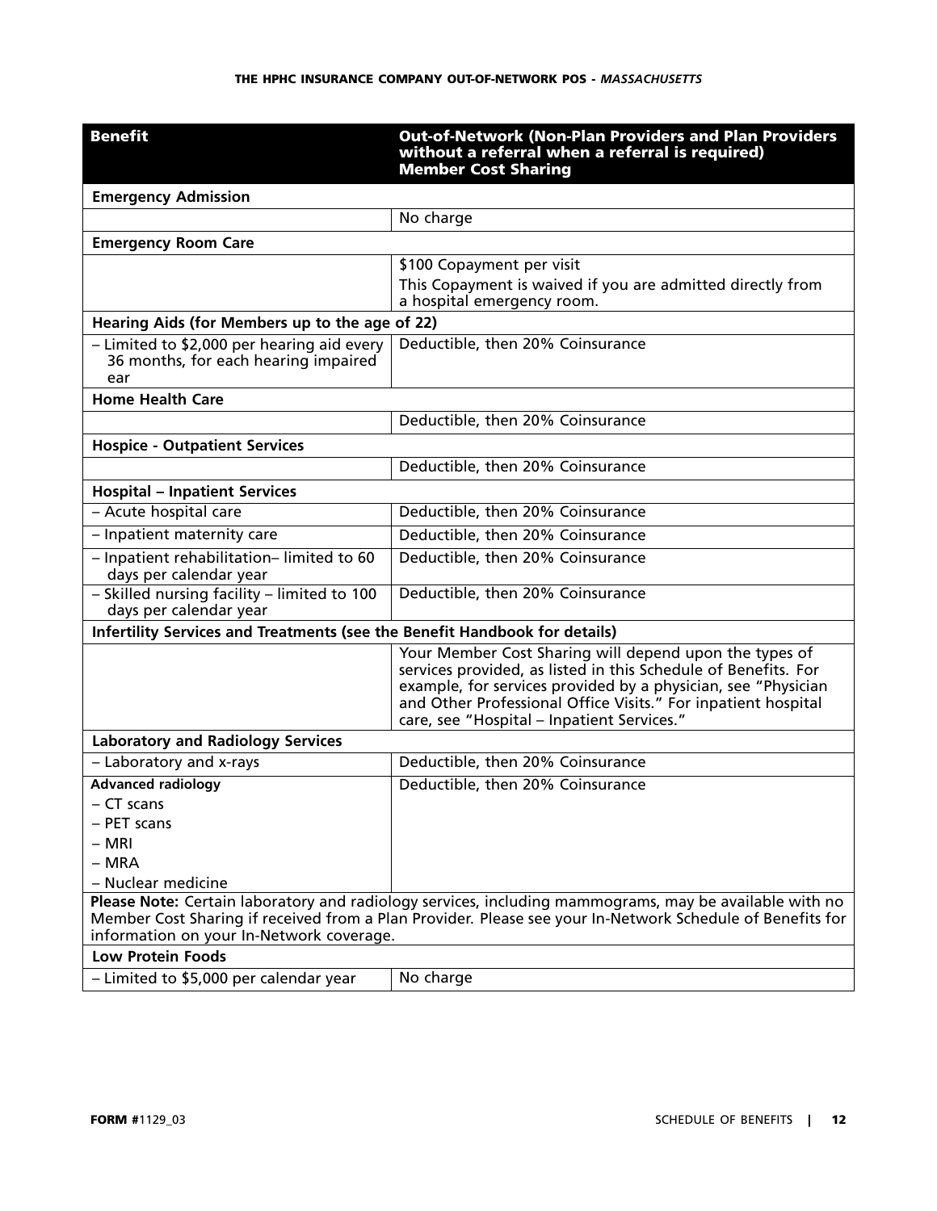| Benefit | Out-of-Network (Non-Plan Providers and Plan Providers without a referral when a referral is required) Member Cost Sharing |
| --- | --- |
| **Emergency Admission** | |
| | No charge |
| **Emergency Room Care** | |
| | \$100 Copayment per visit<br>This Copayment is waived if you are admitted directly from a hospital emergency room. |
| **Hearing Aids (for Members up to the age of 22)** | |
| – Limited to \$2,000 per hearing aid every 36 months, for each hearing impaired ear | Deductible, then 20% Coinsurance |
| **Home Health Care** | |
| | Deductible, then 20% Coinsurance |
| **Hospice - Outpatient Services** | |
| | Deductible, then 20% Coinsurance |
| **Hospital – Inpatient Services** | |
| – Acute hospital care | Deductible, then 20% Coinsurance |
| – Inpatient maternity care | Deductible, then 20% Coinsurance |
| – Inpatient rehabilitation– limited to 60 days per calendar year | Deductible, then 20% Coinsurance |
| – Skilled nursing facility – limited to 100 days per calendar year | Deductible, then 20% Coinsurance |
| **Infertility Services and Treatments (see the Benefit Handbook for details)** | |
| | Your Member Cost Sharing will depend upon the types of services provided, as listed in this Schedule of Benefits. For example, for services provided by a physician, see "Physician and Other Professional Office Visits." For inpatient hospital care, see "Hospital – Inpatient Services." |
| **Laboratory and Radiology Services** | |
| – Laboratory and x-rays | Deductible, then 20% Coinsurance |
| **Advanced radiology**<br>– CT scans<br>– PET scans<br>– MRI<br>– MRA<br>– Nuclear medicine | Deductible, then 20% Coinsurance |
| **Please Note:** Certain laboratory and radiology services, including mammograms, may be available with no Member Cost Sharing if received from a Plan Provider. Please see your In-Network Schedule of Benefits for information on your In-Network coverage. | |
| **Low Protein Foods** | |
| – Limited to \$5,000 per calendar year | No charge |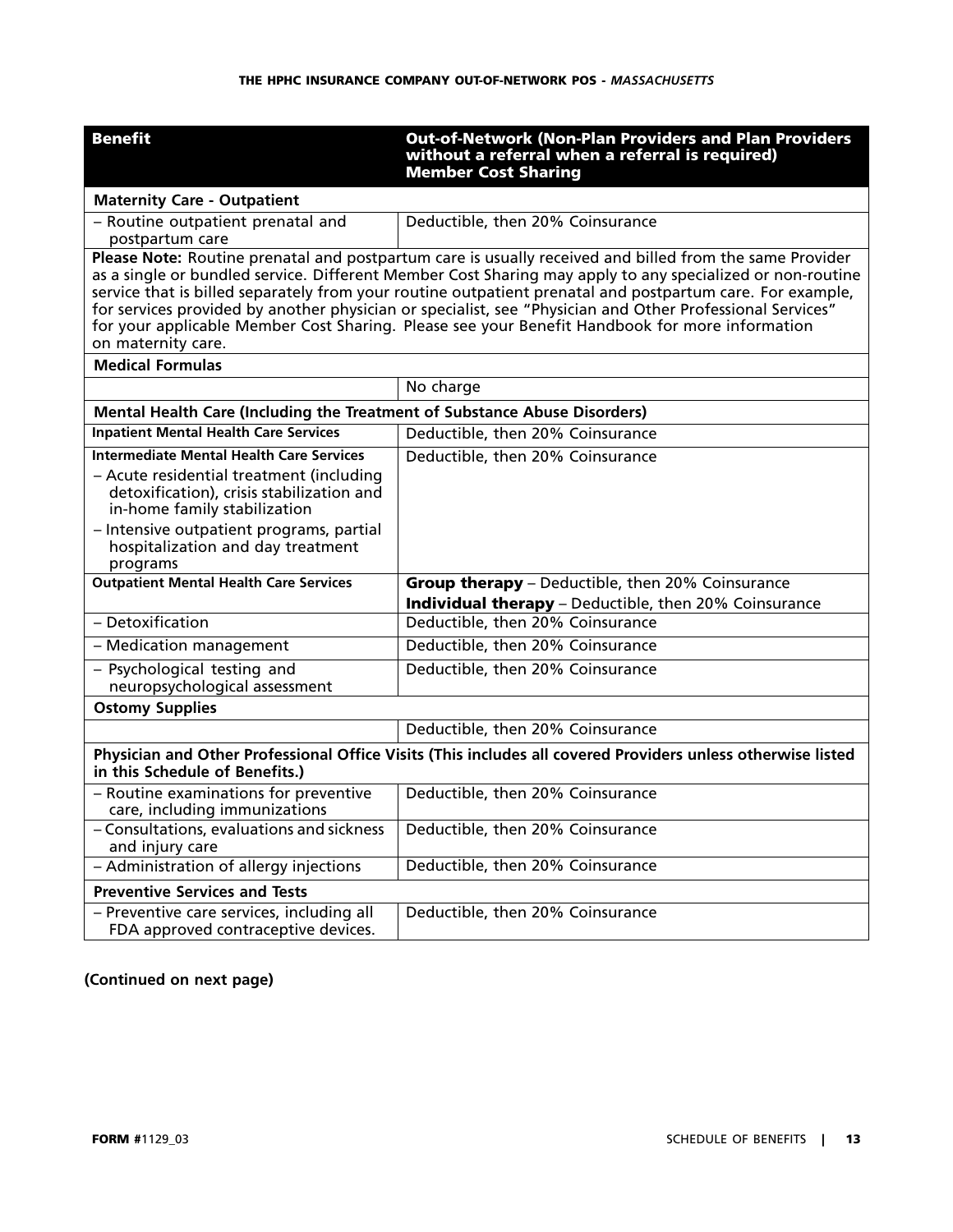| Benefit | Out-of-Network (Non-Plan Providers and Plan Providers without a referral when a referral is required) Member Cost Sharing |
|---|---|
| **Maternity Care - Outpatient** | |
| – Routine outpatient prenatal and postpartum care | Deductible, then 20% Coinsurance |
| **Please Note:** Routine prenatal and postpartum care is usually received and billed from the same Provider as a single or bundled service. Different Member Cost Sharing may apply to any specialized or non-routine service that is billed separately from your routine outpatient prenatal and postpartum care. For example, for services provided by another physician or specialist, see "Physician and Other Professional Services" for your applicable Member Cost Sharing. Please see your Benefit Handbook for more information on maternity care. | |
| **Medical Formulas** | |
| | No charge |
| **Mental Health Care (Including the Treatment of Substance Abuse Disorders)** | |
| **Inpatient Mental Health Care Services** | Deductible, then 20% Coinsurance |
| **Intermediate Mental Health Care Services**<br>– Acute residential treatment (including detoxification), crisis stabilization and in-home family stabilization<br>– Intensive outpatient programs, partial hospitalization and day treatment programs | Deductible, then 20% Coinsurance |
| **Outpatient Mental Health Care Services** | **Group therapy** – Deductible, then 20% Coinsurance<br>**Individual therapy** – Deductible, then 20% Coinsurance |
| – Detoxification | Deductible, then 20% Coinsurance |
| – Medication management | Deductible, then 20% Coinsurance |
| – Psychological testing and neuropsychological assessment | Deductible, then 20% Coinsurance |
| **Ostomy Supplies** | |
| | Deductible, then 20% Coinsurance |
| **Physician and Other Professional Office Visits (This includes all covered Providers unless otherwise listed in this Schedule of Benefits.)** | |
| – Routine examinations for preventive care, including immunizations | Deductible, then 20% Coinsurance |
| – Consultations, evaluations and sickness and injury care | Deductible, then 20% Coinsurance |
| – Administration of allergy injections | Deductible, then 20% Coinsurance |
| **Preventive Services and Tests** | |
| – Preventive care services, including all FDA approved contraceptive devices. | Deductible, then 20% Coinsurance |

**(Continued on next page)**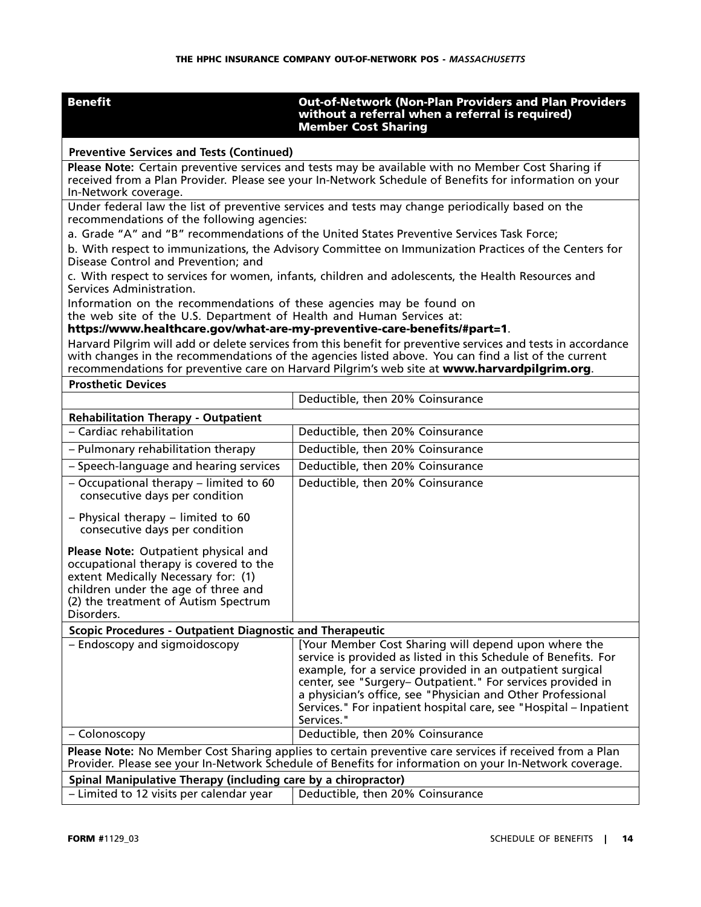| Benefit | Out-of-Network (Non-Plan Providers and Plan Providers without a referral when a referral is required) Member Cost Sharing |
|---|---|
| **Preventive Services and Tests (Continued)** | |
| **Please Note:** Certain preventive services and tests may be available with no Member Cost Sharing if received from a Plan Provider. Please see your In-Network Schedule of Benefits for information on your In-Network coverage. | |
| Under federal law the list of preventive services and tests may change periodically based on the recommendations of the following agencies:<br>a. Grade "A" and "B" recommendations of the United States Preventive Services Task Force;<br>b. With respect to immunizations, the Advisory Committee on Immunization Practices of the Centers for Disease Control and Prevention; and<br>c. With respect to services for women, infants, children and adolescents, the Health Resources and Services Administration.<br>Information on the recommendations of these agencies may be found on the web site of the U.S. Department of Health and Human Services at: **https://www.healthcare.gov/what-are-my-preventive-care-benefits/#part=1**.<br>Harvard Pilgrim will add or delete services from this benefit for preventive services and tests in accordance with changes in the recommendations of the agencies listed above. You can find a list of the current recommendations for preventive care on Harvard Pilgrim's web site at **www.harvardpilgrim.org**. | |
| **Prosthetic Devices** | |
| | Deductible, then 20% Coinsurance |
| **Rehabilitation Therapy - Outpatient** | |
| – Cardiac rehabilitation | Deductible, then 20% Coinsurance |
| – Pulmonary rehabilitation therapy | Deductible, then 20% Coinsurance |
| – Speech-language and hearing services | Deductible, then 20% Coinsurance |
| – Occupational therapy – limited to 60 consecutive days per condition<br>– Physical therapy – limited to 60 consecutive days per condition<br>**Please Note:** Outpatient physical and occupational therapy is covered to the extent Medically Necessary for: (1) children under the age of three and (2) the treatment of Autism Spectrum Disorders. | Deductible, then 20% Coinsurance |
| **Scopic Procedures - Outpatient Diagnostic and Therapeutic** | |
| – Endoscopy and sigmoidoscopy | [Your Member Cost Sharing will depend upon where the service is provided as listed in this Schedule of Benefits. For example, for a service provided in an outpatient surgical center, see "Surgery– Outpatient." For services provided in a physician's office, see "Physician and Other Professional Services." For inpatient hospital care, see "Hospital – Inpatient Services." |
| – Colonoscopy | Deductible, then 20% Coinsurance |
| **Please Note:** No Member Cost Sharing applies to certain preventive care services if received from a Plan Provider. Please see your In-Network Schedule of Benefits for information on your In-Network coverage. | |
| **Spinal Manipulative Therapy (including care by a chiropractor)** | |
| – Limited to 12 visits per calendar year | Deductible, then 20% Coinsurance |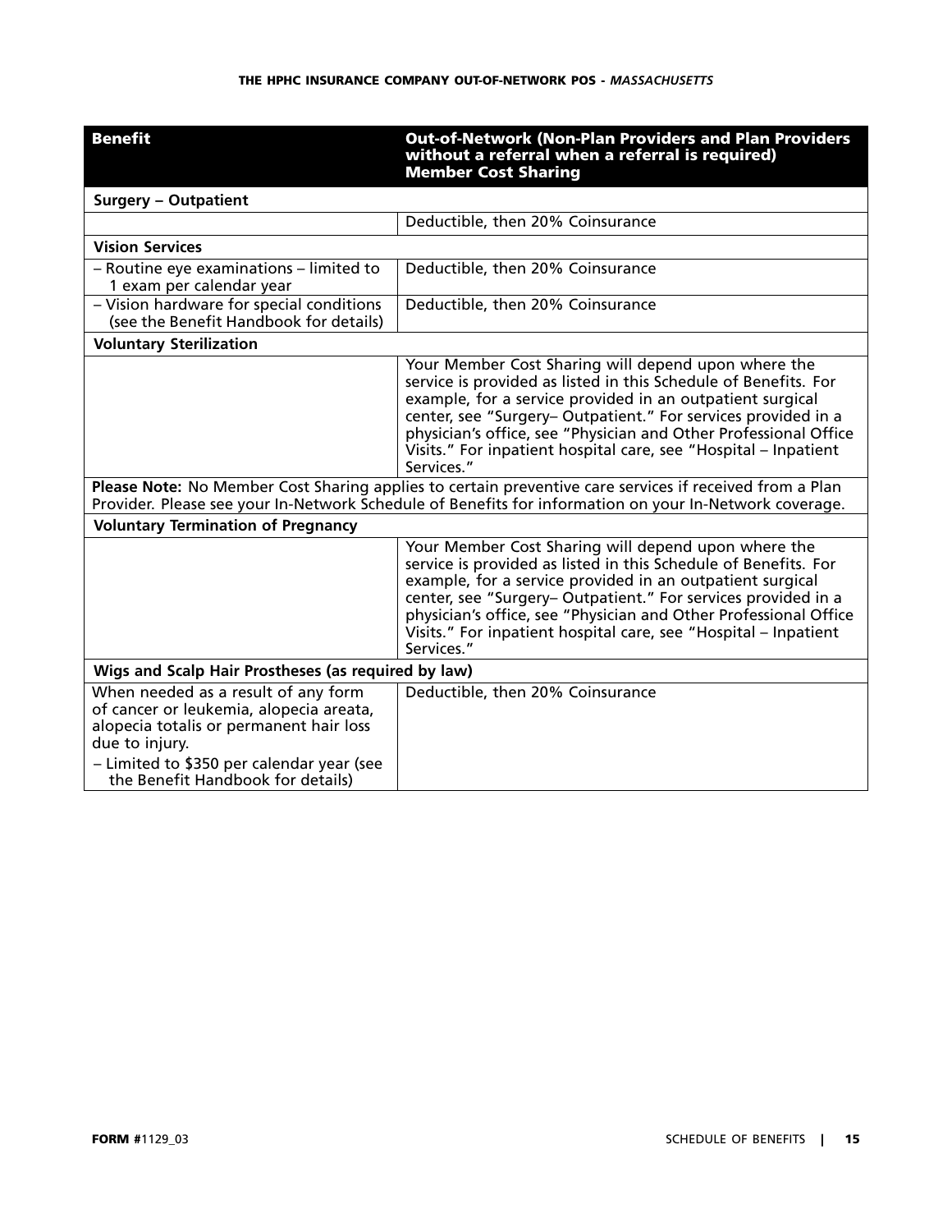| Benefit | Out-of-Network (Non-Plan Providers and Plan Providers without a referral when a referral is required) Member Cost Sharing |
|---|---|
| **Surgery – Outpatient** | |
| | Deductible, then 20% Coinsurance |
| **Vision Services** | |
| – Routine eye examinations – limited to 1 exam per calendar year | Deductible, then 20% Coinsurance |
| – Vision hardware for special conditions (see the Benefit Handbook for details) | Deductible, then 20% Coinsurance |
| **Voluntary Sterilization** | |
| | Your Member Cost Sharing will depend upon where the service is provided as listed in this Schedule of Benefits. For example, for a service provided in an outpatient surgical center, see "Surgery– Outpatient." For services provided in a physician's office, see "Physician and Other Professional Office Visits." For inpatient hospital care, see "Hospital – Inpatient Services." |
| **Please Note:** No Member Cost Sharing applies to certain preventive care services if received from a Plan Provider. Please see your In-Network Schedule of Benefits for information on your In-Network coverage. | |
| **Voluntary Termination of Pregnancy** | |
| | Your Member Cost Sharing will depend upon where the service is provided as listed in this Schedule of Benefits. For example, for a service provided in an outpatient surgical center, see "Surgery– Outpatient." For services provided in a physician's office, see "Physician and Other Professional Office Visits." For inpatient hospital care, see "Hospital – Inpatient Services." |
| **Wigs and Scalp Hair Prostheses (as required by law)** | |
| When needed as a result of any form of cancer or leukemia, alopecia areata, alopecia totalis or permanent hair loss due to injury.<br>– Limited to $350 per calendar year (see the Benefit Handbook for details) | Deductible, then 20% Coinsurance |

**FORM** #1129_03